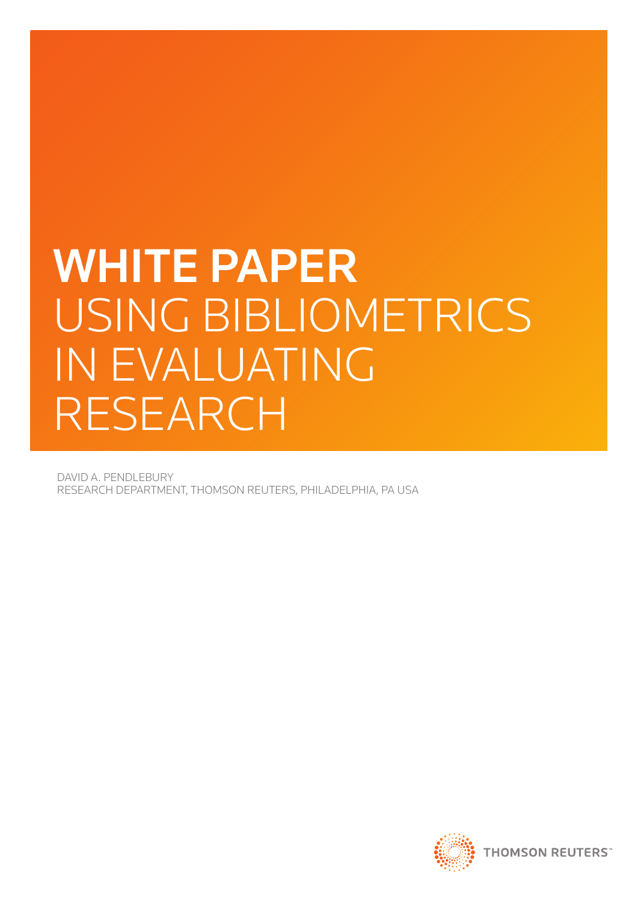# WHITE PAPER
# USING BIBLIOMETRICS IN EVALUATING RESEARCH

DAVID A. PENDLEBURY
RESEARCH DEPARTMENT, THOMSON REUTERS, PHILADELPHIA, PA USA

THOMSON REUTERS™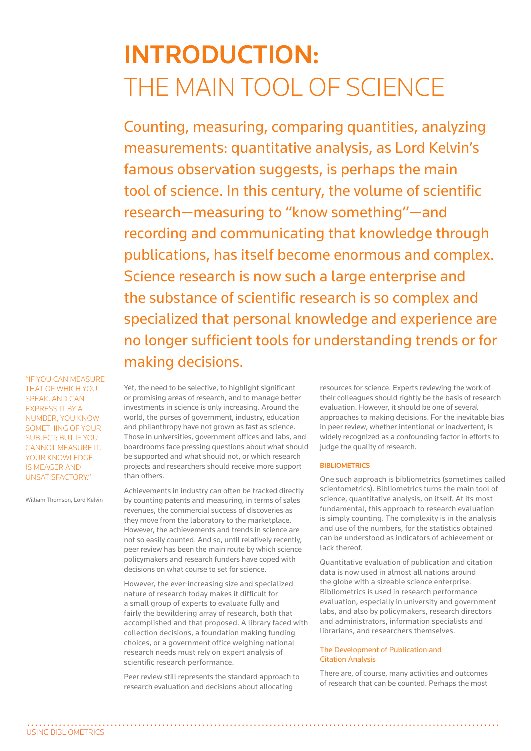# INTRODUCTION: THE MAIN TOOL OF SCIENCE

Counting, measuring, comparing quantities, analyzing measurements: quantitative analysis, as Lord Kelvin's famous observation suggests, is perhaps the main tool of science. In this century, the volume of scientific research—measuring to "know something"—and recording and communicating that knowledge through publications, has itself become enormous and complex. Science research is now such a large enterprise and the substance of scientific research is so complex and specialized that personal knowledge and experience are no longer sufficient tools for understanding trends or for making decisions.

"IF YOU CAN MEASURE THAT OF WHICH YOU SPEAK, AND CAN EXPRESS IT BY A NUMBER, YOU KNOW SOMETHING OF YOUR SUBJECT; BUT IF YOU CANNOT MEASURE IT, YOUR KNOWLEDGE IS MEAGER AND UNSATISFACTORY."

William Thomson, Lord Kelvin

Yet, the need to be selective, to highlight significant or promising areas of research, and to manage better investments in science is only increasing. Around the world, the purses of government, industry, education and philanthropy have not grown as fast as science. Those in universities, government offices and labs, and boardrooms face pressing questions about what should be supported and what should not, or which research projects and researchers should receive more support than others.

Achievements in industry can often be tracked directly by counting patents and measuring, in terms of sales revenues, the commercial success of discoveries as they move from the laboratory to the marketplace. However, the achievements and trends in science are not so easily counted. And so, until relatively recently, peer review has been the main route by which science policymakers and research funders have coped with decisions on what course to set for science.

However, the ever-increasing size and specialized nature of research today makes it difficult for a small group of experts to evaluate fully and fairly the bewildering array of research, both that accomplished and that proposed. A library faced with collection decisions, a foundation making funding choices, or a government office weighing national research needs must rely on expert analysis of scientific research performance.

Peer review still represents the standard approach to research evaluation and decisions about allocating resources for science. Experts reviewing the work of their colleagues should rightly be the basis of research evaluation. However, it should be one of several approaches to making decisions. For the inevitable bias in peer review, whether intentional or inadvertent, is widely recognized as a confounding factor in efforts to judge the quality of research.

### BIBLIOMETRICS

One such approach is bibliometrics (sometimes called scientometrics). Bibliometrics turns the main tool of science, quantitative analysis, on itself. At its most fundamental, this approach to research evaluation is simply counting. The complexity is in the analysis and use of the numbers, for the statistics obtained can be understood as indicators of achievement or lack thereof.

Quantitative evaluation of publication and citation data is now used in almost all nations around the globe with a sizeable science enterprise. Bibliometrics is used in research performance evaluation, especially in university and government labs, and also by policymakers, research directors and administrators, information specialists and librarians, and researchers themselves.

#### The Development of Publication and Citation Analysis

There are, of course, many activities and outcomes of research that can be counted. Perhaps the most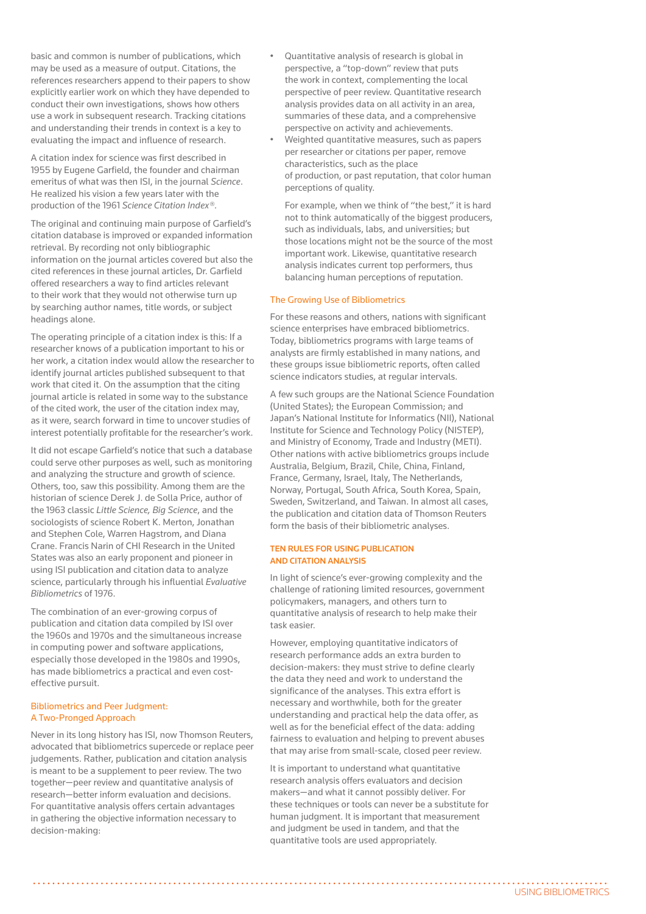basic and common is number of publications, which may be used as a measure of output. Citations, the references researchers append to their papers to show explicitly earlier work on which they have depended to conduct their own investigations, shows how others use a work in subsequent research. Tracking citations and understanding their trends in context is a key to evaluating the impact and influence of research.

A citation index for science was first described in 1955 by Eugene Garfield, the founder and chairman emeritus of what was then ISI, in the journal *Science*. He realized his vision a few years later with the production of the 1961 *Science Citation Index®*.

The original and continuing main purpose of Garfield's citation database is improved or expanded information retrieval. By recording not only bibliographic information on the journal articles covered but also the cited references in these journal articles, Dr. Garfield offered researchers a way to find articles relevant to their work that they would not otherwise turn up by searching author names, title words, or subject headings alone.

The operating principle of a citation index is this: If a researcher knows of a publication important to his or her work, a citation index would allow the researcher to identify journal articles published subsequent to that work that cited it. On the assumption that the citing journal article is related in some way to the substance of the cited work, the user of the citation index may, as it were, search forward in time to uncover studies of interest potentially profitable for the researcher's work.

It did not escape Garfield's notice that such a database could serve other purposes as well, such as monitoring and analyzing the structure and growth of science. Others, too, saw this possibility. Among them are the historian of science Derek J. de Solla Price, author of the 1963 classic *Little Science, Big Science*, and the sociologists of science Robert K. Merton, Jonathan and Stephen Cole, Warren Hagstrom, and Diana Crane. Francis Narin of CHI Research in the United States was also an early proponent and pioneer in using ISI publication and citation data to analyze science, particularly through his influential *Evaluative Bibliometrics* of 1976.

The combination of an ever-growing corpus of publication and citation data compiled by ISI over the 1960s and 1970s and the simultaneous increase in computing power and software applications, especially those developed in the 1980s and 1990s, has made bibliometrics a practical and even cost-effective pursuit.

## Bibliometrics and Peer Judgment: A Two-Pronged Approach

Never in its long history has ISI, now Thomson Reuters, advocated that bibliometrics supercede or replace peer judgements. Rather, publication and citation analysis is meant to be a supplement to peer review. The two together—peer review and quantitative analysis of research—better inform evaluation and decisions. For quantitative analysis offers certain advantages in gathering the objective information necessary to decision-making:

- Quantitative analysis of research is global in perspective, a "top-down" review that puts the work in context, complementing the local perspective of peer review. Quantitative research analysis provides data on all activity in an area, summaries of these data, and a comprehensive perspective on activity and achievements.
- Weighted quantitative measures, such as papers per researcher or citations per paper, remove characteristics, such as the place of production, or past reputation, that color human perceptions of quality.

  For example, when we think of "the best," it is hard not to think automatically of the biggest producers, such as individuals, labs, and universities; but those locations might not be the source of the most important work. Likewise, quantitative research analysis indicates current top performers, thus balancing human perceptions of reputation.

## The Growing Use of Bibliometrics

For these reasons and others, nations with significant science enterprises have embraced bibliometrics. Today, bibliometrics programs with large teams of analysts are firmly established in many nations, and these groups issue bibliometric reports, often called science indicators studies, at regular intervals.

A few such groups are the National Science Foundation (United States); the European Commission; and Japan's National Institute for Informatics (NII), National Institute for Science and Technology Policy (NISTEP), and Ministry of Economy, Trade and Industry (METI). Other nations with active bibliometrics groups include Australia, Belgium, Brazil, Chile, China, Finland, France, Germany, Israel, Italy, The Netherlands, Norway, Portugal, South Africa, South Korea, Spain, Sweden, Switzerland, and Taiwan. In almost all cases, the publication and citation data of Thomson Reuters form the basis of their bibliometric analyses.

## TEN RULES FOR USING PUBLICATION AND CITATION ANALYSIS

In light of science's ever-growing complexity and the challenge of rationing limited resources, government policymakers, managers, and others turn to quantitative analysis of research to help make their task easier.

However, employing quantitative indicators of research performance adds an extra burden to decision-makers: they must strive to define clearly the data they need and work to understand the significance of the analyses. This extra effort is necessary and worthwhile, both for the greater understanding and practical help the data offer, as well as for the beneficial effect of the data: adding fairness to evaluation and helping to prevent abuses that may arise from small-scale, closed peer review.

It is important to understand what quantitative research analysis offers evaluators and decision makers—and what it cannot possibly deliver. For these techniques or tools can never be a substitute for human judgment. It is important that measurement and judgment be used in tandem, and that the quantitative tools are used appropriately.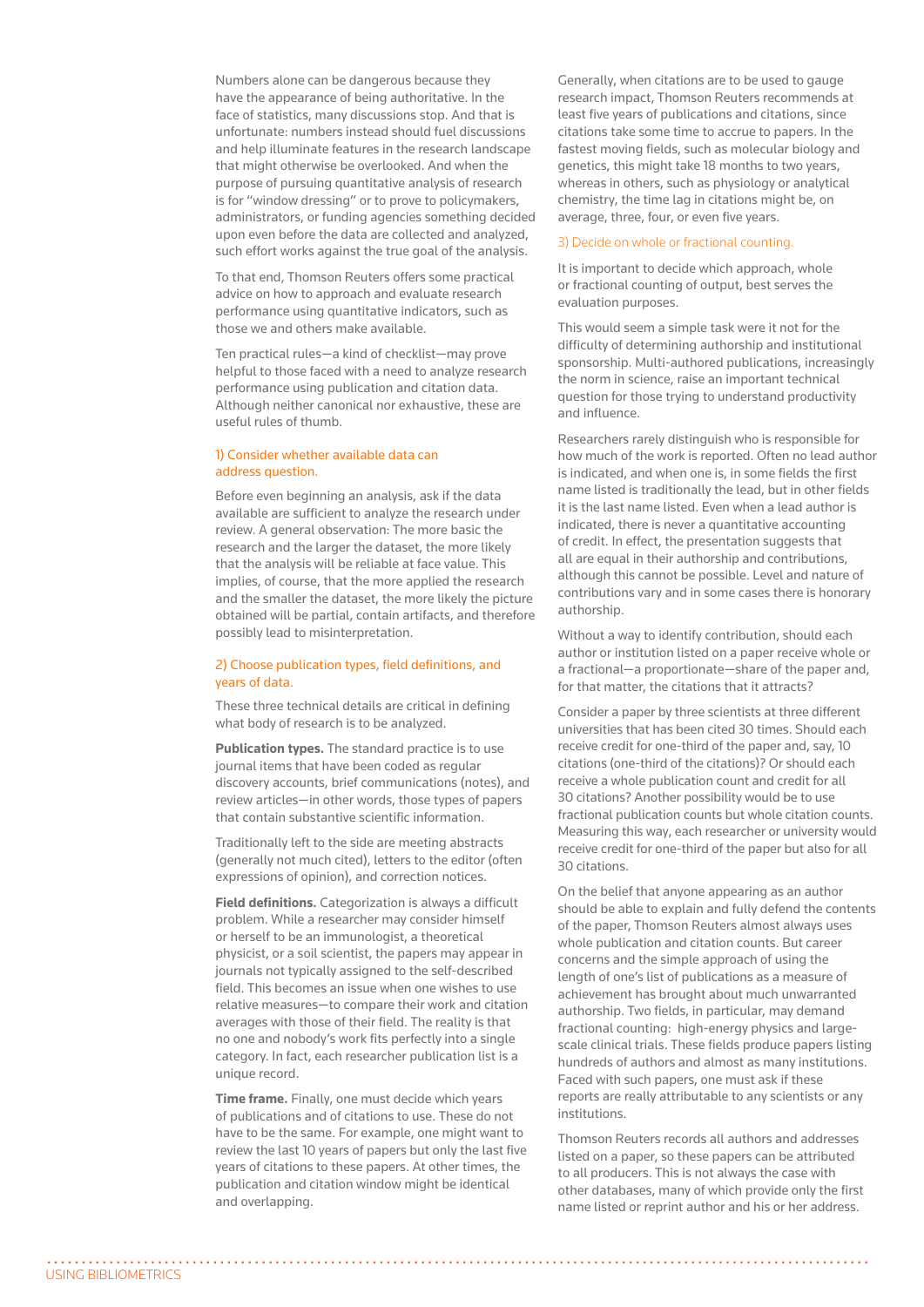Numbers alone can be dangerous because they have the appearance of being authoritative. In the face of statistics, many discussions stop. And that is unfortunate: numbers instead should fuel discussions and help illuminate features in the research landscape that might otherwise be overlooked. And when the purpose of pursuing quantitative analysis of research is for "window dressing" or to prove to policymakers, administrators, or funding agencies something decided upon even before the data are collected and analyzed, such effort works against the true goal of the analysis.

To that end, Thomson Reuters offers some practical advice on how to approach and evaluate research performance using quantitative indicators, such as those we and others make available.

Ten practical rules—a kind of checklist—may prove helpful to those faced with a need to analyze research performance using publication and citation data. Although neither canonical nor exhaustive, these are useful rules of thumb.

### 1) Consider whether available data can address question.

Before even beginning an analysis, ask if the data available are sufficient to analyze the research under review. A general observation: The more basic the research and the larger the dataset, the more likely that the analysis will be reliable at face value. This implies, of course, that the more applied the research and the smaller the dataset, the more likely the picture obtained will be partial, contain artifacts, and therefore possibly lead to misinterpretation.

### 2) Choose publication types, field definitions, and years of data.

These three technical details are critical in defining what body of research is to be analyzed.

**Publication types.** The standard practice is to use journal items that have been coded as regular discovery accounts, brief communications (notes), and review articles—in other words, those types of papers that contain substantive scientific information.

Traditionally left to the side are meeting abstracts (generally not much cited), letters to the editor (often expressions of opinion), and correction notices.

**Field definitions.** Categorization is always a difficult problem. While a researcher may consider himself or herself to be an immunologist, a theoretical physicist, or a soil scientist, the papers may appear in journals not typically assigned to the self-described field. This becomes an issue when one wishes to use relative measures—to compare their work and citation averages with those of their field. The reality is that no one and nobody's work fits perfectly into a single category. In fact, each researcher publication list is a unique record.

**Time frame.** Finally, one must decide which years of publications and of citations to use. These do not have to be the same. For example, one might want to review the last 10 years of papers but only the last five years of citations to these papers. At other times, the publication and citation window might be identical and overlapping.

Generally, when citations are to be used to gauge research impact, Thomson Reuters recommends at least five years of publications and citations, since citations take some time to accrue to papers. In the fastest moving fields, such as molecular biology and genetics, this might take 18 months to two years, whereas in others, such as physiology or analytical chemistry, the time lag in citations might be, on average, three, four, or even five years.

### 3) Decide on whole or fractional counting.

It is important to decide which approach, whole or fractional counting of output, best serves the evaluation purposes.

This would seem a simple task were it not for the difficulty of determining authorship and institutional sponsorship. Multi-authored publications, increasingly the norm in science, raise an important technical question for those trying to understand productivity and influence.

Researchers rarely distinguish who is responsible for how much of the work is reported. Often no lead author is indicated, and when one is, in some fields the first name listed is traditionally the lead, but in other fields it is the last name listed. Even when a lead author is indicated, there is never a quantitative accounting of credit. In effect, the presentation suggests that all are equal in their authorship and contributions, although this cannot be possible. Level and nature of contributions vary and in some cases there is honorary authorship.

Without a way to identify contribution, should each author or institution listed on a paper receive whole or a fractional—a proportionate—share of the paper and, for that matter, the citations that it attracts?

Consider a paper by three scientists at three different universities that has been cited 30 times. Should each receive credit for one-third of the paper and, say, 10 citations (one-third of the citations)? Or should each receive a whole publication count and credit for all 30 citations? Another possibility would be to use fractional publication counts but whole citation counts. Measuring this way, each researcher or university would receive credit for one-third of the paper but also for all 30 citations.

On the belief that anyone appearing as an author should be able to explain and fully defend the contents of the paper, Thomson Reuters almost always uses whole publication and citation counts. But career concerns and the simple approach of using the length of one's list of publications as a measure of achievement has brought about much unwarranted authorship. Two fields, in particular, may demand fractional counting: high-energy physics and large-scale clinical trials. These fields produce papers listing hundreds of authors and almost as many institutions. Faced with such papers, one must ask if these reports are really attributable to any scientists or any institutions.

Thomson Reuters records all authors and addresses listed on a paper, so these papers can be attributed to all producers. This is not always the case with other databases, many of which provide only the first name listed or reprint author and his or her address.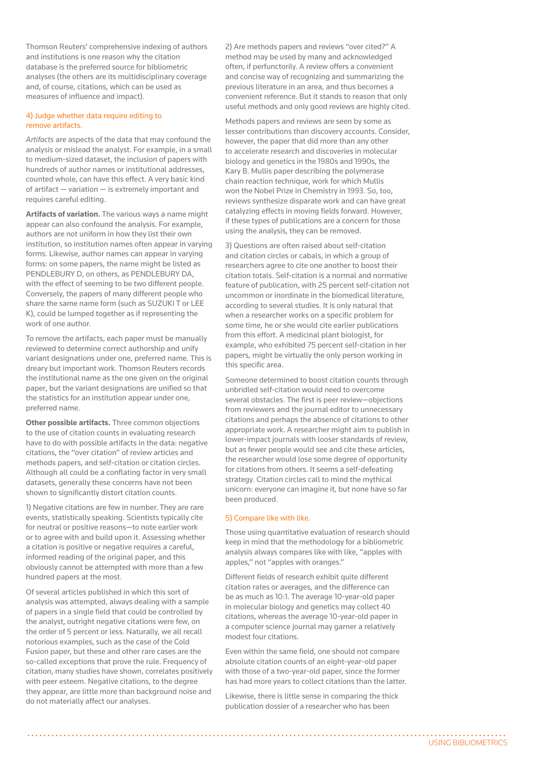Thomson Reuters' comprehensive indexing of authors and institutions is one reason why the citation database is the preferred source for bibliometric analyses (the others are its multidisciplinary coverage and, of course, citations, which can be used as measures of influence and impact).

### 4) Judge whether data require editing to remove artifacts.

*Artifacts* are aspects of the data that may confound the analysis or mislead the analyst. For example, in a small to medium-sized dataset, the inclusion of papers with hundreds of author names or institutional addresses, counted whole, can have this effect. A very basic kind of artifact — variation — is extremely important and requires careful editing.

**Artifacts of variation.** The various ways a name might appear can also confound the analysis. For example, authors are not uniform in how they list their own institution, so institution names often appear in varying forms. Likewise, author names can appear in varying forms: on some papers, the name might be listed as PENDLEBURY D, on others, as PENDLEBURY DA, with the effect of seeming to be two different people. Conversely, the papers of many different people who share the same name form (such as SUZUKI T or LEE K), could be lumped together as if representing the work of one author.

To remove the artifacts, each paper must be manually reviewed to determine correct authorship and unify variant designations under one, preferred name. This is dreary but important work. Thomson Reuters records the institutional name as the one given on the original paper, but the variant designations are unified so that the statistics for an institution appear under one, preferred name.

**Other possible artifacts.** Three common objections to the use of citation counts in evaluating research have to do with possible artifacts in the data: negative citations, the "over citation" of review articles and methods papers, and self-citation or citation circles. Although all could be a conflating factor in very small datasets, generally these concerns have not been shown to significantly distort citation counts.

1) Negative citations are few in number. They are rare events, statistically speaking. Scientists typically cite for neutral or positive reasons—to note earlier work or to agree with and build upon it. Assessing whether a citation is positive or negative requires a careful, informed reading of the original paper, and this obviously cannot be attempted with more than a few hundred papers at the most.

Of several articles published in which this sort of analysis was attempted, always dealing with a sample of papers in a single field that could be controlled by the analyst, outright negative citations were few, on the order of 5 percent or less. Naturally, we all recall notorious examples, such as the case of the Cold Fusion paper, but these and other rare cases are the so-called exceptions that prove the rule. Frequency of citation, many studies have shown, correlates positively with peer esteem. Negative citations, to the degree they appear, are little more than background noise and do not materially affect our analyses.

2) Are methods papers and reviews "over cited?" A method may be used by many and acknowledged often, if perfunctorily. A review offers a convenient and concise way of recognizing and summarizing the previous literature in an area, and thus becomes a convenient reference. But it stands to reason that only useful methods and only good reviews are highly cited.

Methods papers and reviews are seen by some as lesser contributions than discovery accounts. Consider, however, the paper that did more than any other to accelerate research and discoveries in molecular biology and genetics in the 1980s and 1990s, the Kary B. Mullis paper describing the polymerase chain reaction technique, work for which Mullis won the Nobel Prize in Chemistry in 1993. So, too, reviews synthesize disparate work and can have great catalyzing effects in moving fields forward. However, if these types of publications are a concern for those using the analysis, they can be removed.

3) Questions are often raised about self-citation and citation circles or cabals, in which a group of researchers agree to cite one another to boost their citation totals. Self-citation is a normal and normative feature of publication, with 25 percent self-citation not uncommon or inordinate in the biomedical literature, according to several studies. It is only natural that when a researcher works on a specific problem for some time, he or she would cite earlier publications from this effort. A medicinal plant biologist, for example, who exhibited 75 percent self-citation in her papers, might be virtually the only person working in this specific area.

Someone determined to boost citation counts through unbridled self-citation would need to overcome several obstacles. The first is peer review—objections from reviewers and the journal editor to unnecessary citations and perhaps the absence of citations to other appropriate work. A researcher might aim to publish in lower-impact journals with looser standards of review, but as fewer people would see and cite these articles, the researcher would lose some degree of opportunity for citations from others. It seems a self-defeating strategy. Citation circles call to mind the mythical unicorn: everyone can imagine it, but none have so far been produced.

### 5) Compare like with like.

Those using quantitative evaluation of research should keep in mind that the methodology for a bibliometric analysis always compares like with like, "apples with apples," not "apples with oranges."

Different fields of research exhibit quite different citation rates or averages, and the difference can be as much as 10:1. The average 10-year-old paper in molecular biology and genetics may collect 40 citations, whereas the average 10-year-old paper in a computer science journal may garner a relatively modest four citations.

Even within the same field, one should not compare absolute citation counts of an eight-year-old paper with those of a two-year-old paper, since the former has had more years to collect citations than the latter.

Likewise, there is little sense in comparing the thick publication dossier of a researcher who has been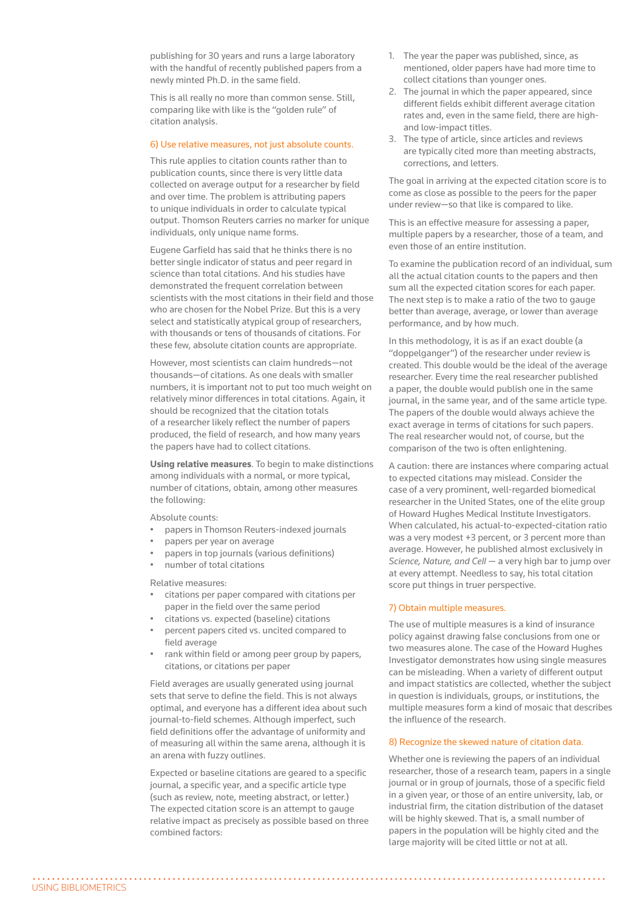publishing for 30 years and runs a large laboratory with the handful of recently published papers from a newly minted Ph.D. in the same field.

This is all really no more than common sense. Still, comparing like with like is the "golden rule" of citation analysis.

### 6) Use relative measures, not just absolute counts.

This rule applies to citation counts rather than to publication counts, since there is very little data collected on average output for a researcher by field and over time. The problem is attributing papers to unique individuals in order to calculate typical output. Thomson Reuters carries no marker for unique individuals, only unique name forms.

Eugene Garfield has said that he thinks there is no better single indicator of status and peer regard in science than total citations. And his studies have demonstrated the frequent correlation between scientists with the most citations in their field and those who are chosen for the Nobel Prize. But this is a very select and statistically atypical group of researchers, with thousands or tens of thousands of citations. For these few, absolute citation counts are appropriate.

However, most scientists can claim hundreds—not thousands—of citations. As one deals with smaller numbers, it is important not to put too much weight on relatively minor differences in total citations. Again, it should be recognized that the citation totals of a researcher likely reflect the number of papers produced, the field of research, and how many years the papers have had to collect citations.

**Using relative measures**. To begin to make distinctions among individuals with a normal, or more typical, number of citations, obtain, among other measures the following:

Absolute counts:

- papers in Thomson Reuters-indexed journals
- papers per year on average
- papers in top journals (various definitions)
- number of total citations

Relative measures:

- citations per paper compared with citations per paper in the field over the same period
- citations vs. expected (baseline) citations
- percent papers cited vs. uncited compared to field average
- rank within field or among peer group by papers, citations, or citations per paper

Field averages are usually generated using journal sets that serve to define the field. This is not always optimal, and everyone has a different idea about such journal-to-field schemes. Although imperfect, such field definitions offer the advantage of uniformity and of measuring all within the same arena, although it is an arena with fuzzy outlines.

Expected or baseline citations are geared to a specific journal, a specific year, and a specific article type (such as review, note, meeting abstract, or letter.) The expected citation score is an attempt to gauge relative impact as precisely as possible based on three combined factors:

1. The year the paper was published, since, as mentioned, older papers have had more time to collect citations than younger ones.
2. The journal in which the paper appeared, since different fields exhibit different average citation rates and, even in the same field, there are high- and low-impact titles.
3. The type of article, since articles and reviews are typically cited more than meeting abstracts, corrections, and letters.

The goal in arriving at the expected citation score is to come as close as possible to the peers for the paper under review—so that like is compared to like.

This is an effective measure for assessing a paper, multiple papers by a researcher, those of a team, and even those of an entire institution.

To examine the publication record of an individual, sum all the actual citation counts to the papers and then sum all the expected citation scores for each paper. The next step is to make a ratio of the two to gauge better than average, average, or lower than average performance, and by how much.

In this methodology, it is as if an exact double (a "doppelganger") of the researcher under review is created. This double would be the ideal of the average researcher. Every time the real researcher published a paper, the double would publish one in the same journal, in the same year, and of the same article type. The papers of the double would always achieve the exact average in terms of citations for such papers. The real researcher would not, of course, but the comparison of the two is often enlightening.

A caution: there are instances where comparing actual to expected citations may mislead. Consider the case of a very prominent, well-regarded biomedical researcher in the United States, one of the elite group of Howard Hughes Medical Institute Investigators. When calculated, his actual-to-expected-citation ratio was a very modest +3 percent, or 3 percent more than average. However, he published almost exclusively in *Science, Nature, and Cell* — a very high bar to jump over at every attempt. Needless to say, his total citation score put things in truer perspective.

### 7) Obtain multiple measures.

The use of multiple measures is a kind of insurance policy against drawing false conclusions from one or two measures alone. The case of the Howard Hughes Investigator demonstrates how using single measures can be misleading. When a variety of different output and impact statistics are collected, whether the subject in question is individuals, groups, or institutions, the multiple measures form a kind of mosaic that describes the influence of the research.

### 8) Recognize the skewed nature of citation data.

Whether one is reviewing the papers of an individual researcher, those of a research team, papers in a single journal or in group of journals, those of a specific field in a given year, or those of an entire university, lab, or industrial firm, the citation distribution of the dataset will be highly skewed. That is, a small number of papers in the population will be highly cited and the large majority will be cited little or not at all.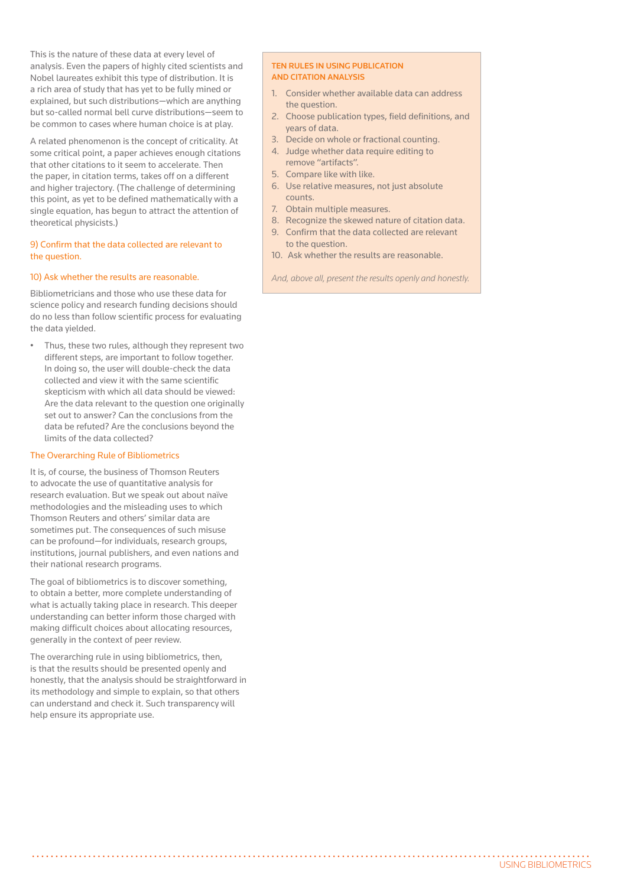This is the nature of these data at every level of analysis. Even the papers of highly cited scientists and Nobel laureates exhibit this type of distribution. It is a rich area of study that has yet to be fully mined or explained, but such distributions—which are anything but so-called normal bell curve distributions—seem to be common to cases where human choice is at play.

A related phenomenon is the concept of criticality. At some critical point, a paper achieves enough citations that other citations to it seem to accelerate. Then the paper, in citation terms, takes off on a different and higher trajectory. (The challenge of determining this point, as yet to be defined mathematically with a single equation, has begun to attract the attention of theoretical physicists.)

### 9) Confirm that the data collected are relevant to the question.

### 10) Ask whether the results are reasonable.

Bibliometricians and those who use these data for science policy and research funding decisions should do no less than follow scientific process for evaluating the data yielded.

- Thus, these two rules, although they represent two different steps, are important to follow together. In doing so, the user will double-check the data collected and view it with the same scientific skepticism with which all data should be viewed: Are the data relevant to the question one originally set out to answer? Can the conclusions from the data be refuted? Are the conclusions beyond the limits of the data collected?

### The Overarching Rule of Bibliometrics

It is, of course, the business of Thomson Reuters to advocate the use of quantitative analysis for research evaluation. But we speak out about naïve methodologies and the misleading uses to which Thomson Reuters and others' similar data are sometimes put. The consequences of such misuse can be profound—for individuals, research groups, institutions, journal publishers, and even nations and their national research programs.

The goal of bibliometrics is to discover something, to obtain a better, more complete understanding of what is actually taking place in research. This deeper understanding can better inform those charged with making difficult choices about allocating resources, generally in the context of peer review.

The overarching rule in using bibliometrics, then, is that the results should be presented openly and honestly, that the analysis should be straightforward in its methodology and simple to explain, so that others can understand and check it. Such transparency will help ensure its appropriate use.

### TEN RULES IN USING PUBLICATION AND CITATION ANALYSIS

1. Consider whether available data can address the question.
2. Choose publication types, field definitions, and years of data.
3. Decide on whole or fractional counting.
4. Judge whether data require editing to remove "artifacts".
5. Compare like with like.
6. Use relative measures, not just absolute counts.
7. Obtain multiple measures.
8. Recognize the skewed nature of citation data.
9. Confirm that the data collected are relevant to the question.
10. Ask whether the results are reasonable.

*And, above all, present the results openly and honestly.*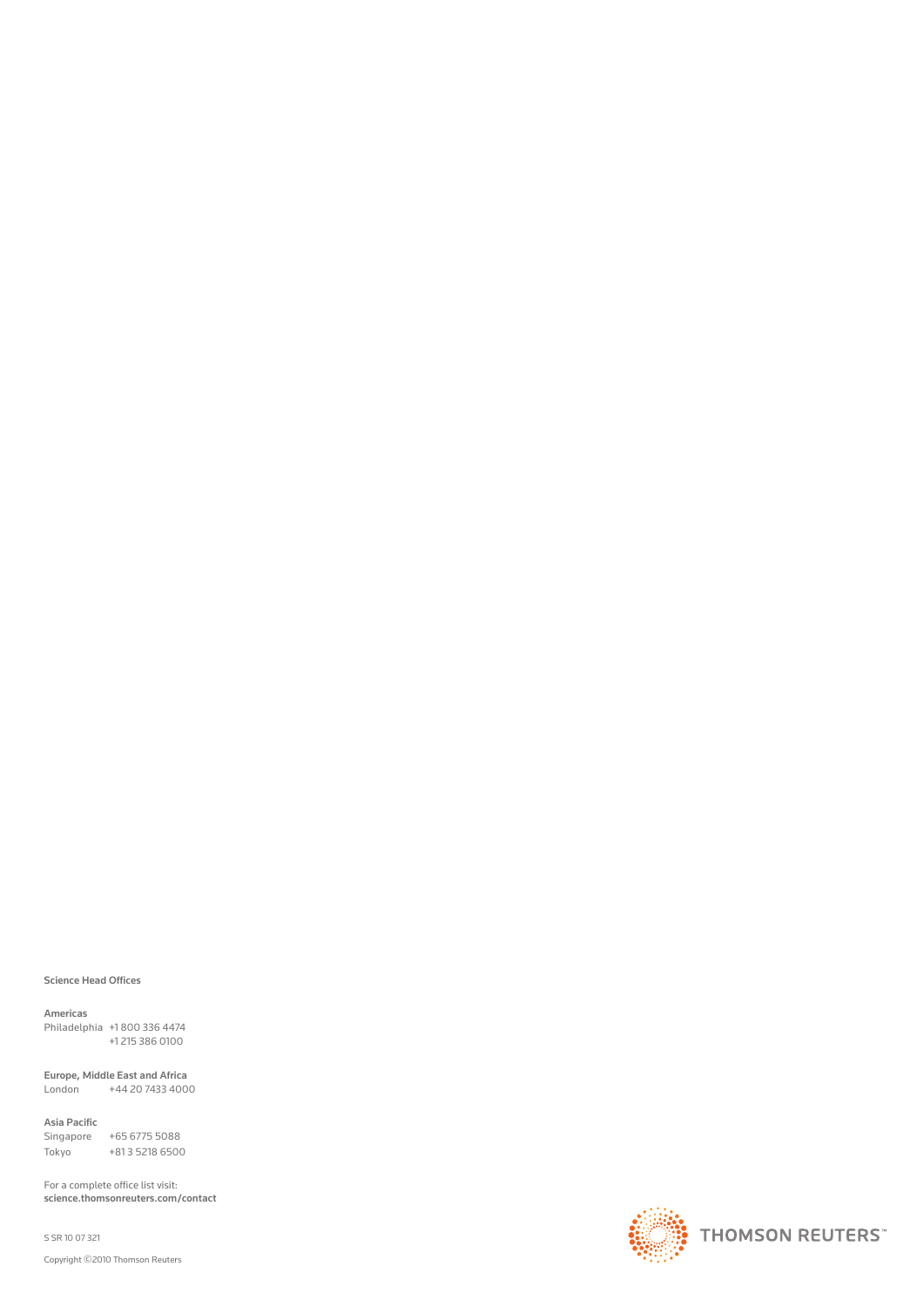**Science Head Offices**

**Americas**
Philadelphia +1 800 336 4474
+1 215 386 0100

**Europe, Middle East and Africa**
London +44 20 7433 4000

**Asia Pacific**
Singapore +65 6775 5088
Tokyo +81 3 5218 6500

For a complete office list visit:
**science.thomsonreuters.com/contact**

S SR 10 07 321

Copyright ©2010 Thomson Reuters

THOMSON REUTERS™